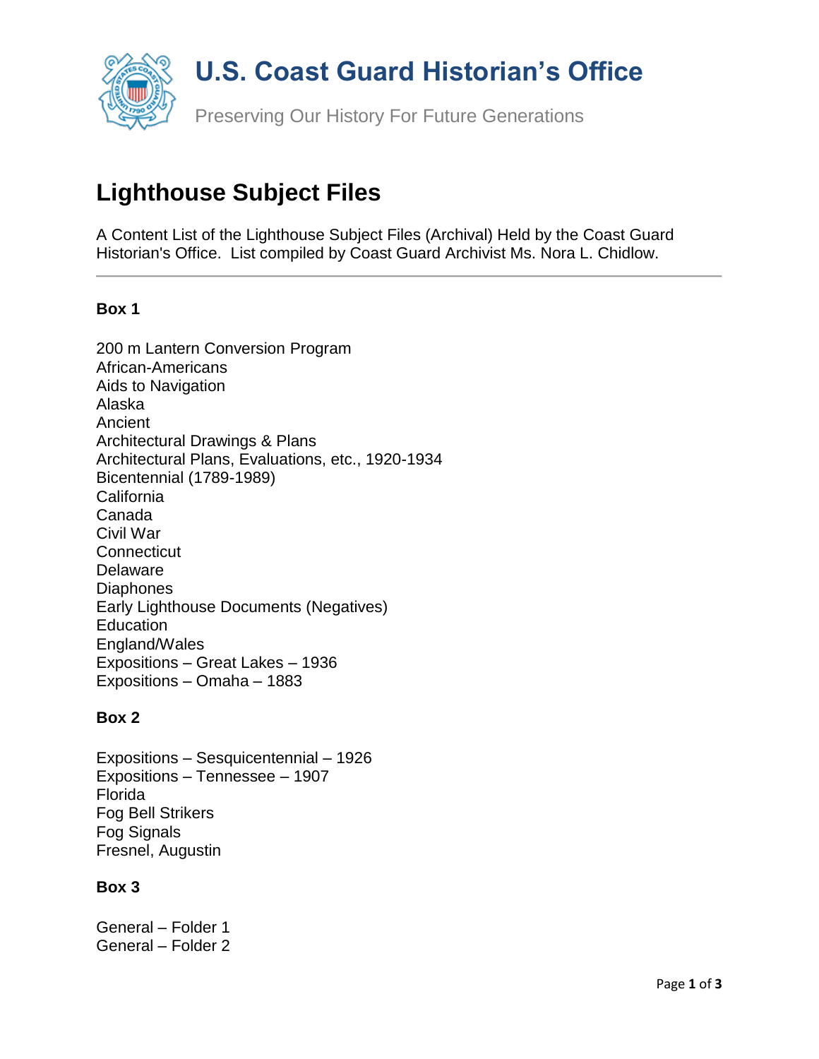# U.S. Coast Guard Historian's Office

Preserving Our History For Future Generations

## Lighthouse Subject Files

A Content List of the Lighthouse Subject Files (Archival) Held by the Coast Guard Historian's Office. List compiled by Coast Guard Archivist Ms. Nora L. Chidlow.

---

### Box 1

200 m Lantern Conversion Program
African-Americans
Aids to Navigation
Alaska
Ancient
Architectural Drawings & Plans
Architectural Plans, Evaluations, etc., 1920-1934
Bicentennial (1789-1989)
California
Canada
Civil War
Connecticut
Delaware
Diaphones
Early Lighthouse Documents (Negatives)
Education
England/Wales
Expositions – Great Lakes – 1936
Expositions – Omaha – 1883

### Box 2

Expositions – Sesquicentennial – 1926
Expositions – Tennessee – 1907
Florida
Fog Bell Strikers
Fog Signals
Fresnel, Augustin

### Box 3

General – Folder 1
General – Folder 2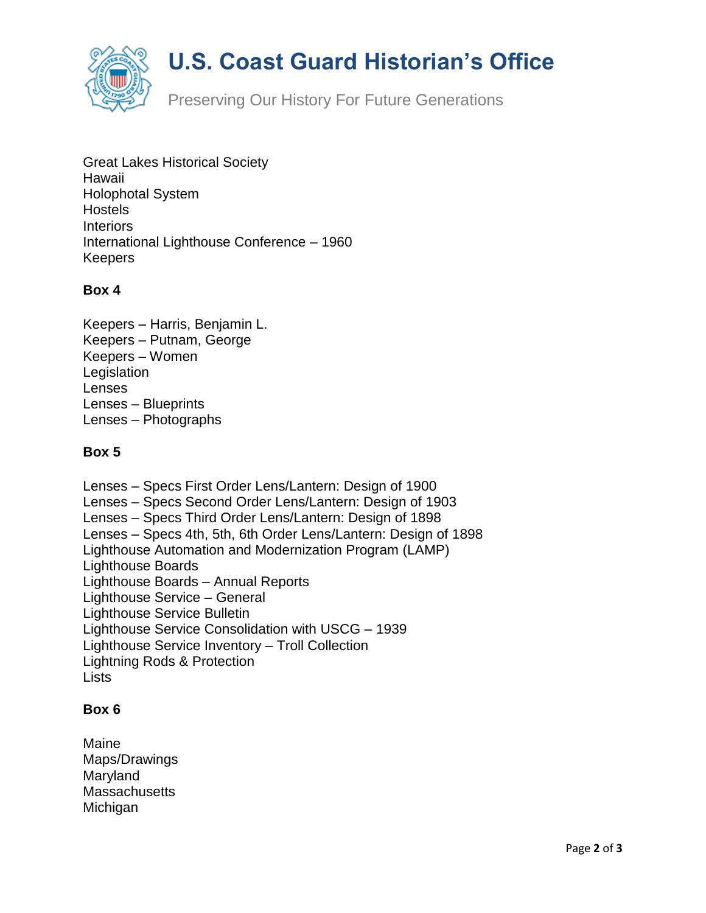Great Lakes Historical Society
Hawaii
Holophotal System
Hostels
Interiors
International Lighthouse Conference – 1960
Keepers

**Box 4**

Keepers – Harris, Benjamin L.
Keepers – Putnam, George
Keepers – Women
Legislation
Lenses
Lenses – Blueprints
Lenses – Photographs

**Box 5**

Lenses – Specs First Order Lens/Lantern: Design of 1900
Lenses – Specs Second Order Lens/Lantern: Design of 1903
Lenses – Specs Third Order Lens/Lantern: Design of 1898
Lenses – Specs 4th, 5th, 6th Order Lens/Lantern: Design of 1898
Lighthouse Automation and Modernization Program (LAMP)
Lighthouse Boards
Lighthouse Boards – Annual Reports
Lighthouse Service – General
Lighthouse Service Bulletin
Lighthouse Service Consolidation with USCG – 1939
Lighthouse Service Inventory – Troll Collection
Lightning Rods & Protection
Lists

**Box 6**

Maine
Maps/Drawings
Maryland
Massachusetts
Michigan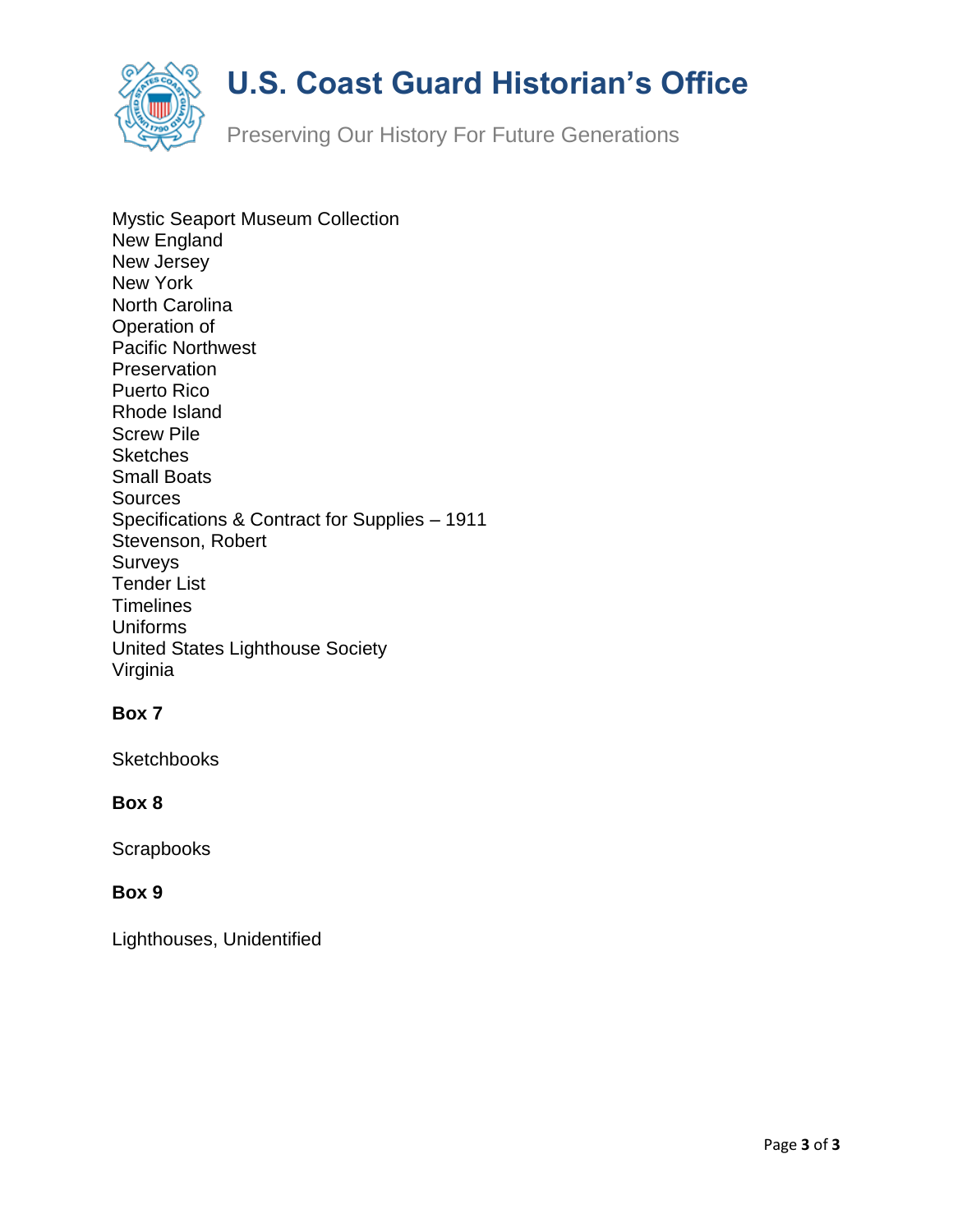Mystic Seaport Museum Collection
New England
New Jersey
New York
North Carolina
Operation of
Pacific Northwest
Preservation
Puerto Rico
Rhode Island
Screw Pile
Sketches
Small Boats
Sources
Specifications & Contract for Supplies – 1911
Stevenson, Robert
Surveys
Tender List
Timelines
Uniforms
United States Lighthouse Society
Virginia

**Box 7**

Sketchbooks

**Box 8**

Scrapbooks

**Box 9**

Lighthouses, Unidentified